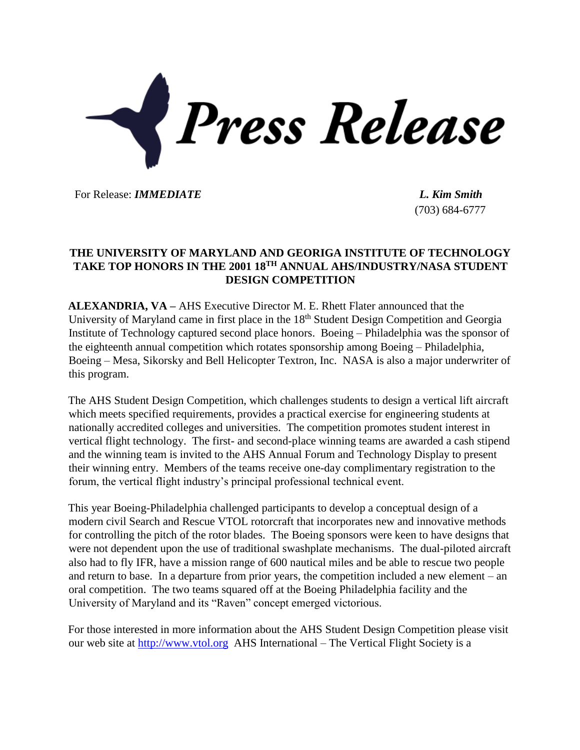# *Press Release*

For Release: ***IMMEDIATE***

***L. Kim Smith***
(703) 684-6777

**THE UNIVERSITY OF MARYLAND AND GEORIGA INSTITUTE OF TECHNOLOGY TAKE TOP HONORS IN THE 2001 18TH ANNUAL AHS/INDUSTRY/NASA STUDENT DESIGN COMPETITION**

**ALEXANDRIA, VA –** AHS Executive Director M. E. Rhett Flater announced that the University of Maryland came in first place in the 18th Student Design Competition and Georgia Institute of Technology captured second place honors. Boeing – Philadelphia was the sponsor of the eighteenth annual competition which rotates sponsorship among Boeing – Philadelphia, Boeing – Mesa, Sikorsky and Bell Helicopter Textron, Inc. NASA is also a major underwriter of this program.

The AHS Student Design Competition, which challenges students to design a vertical lift aircraft which meets specified requirements, provides a practical exercise for engineering students at nationally accredited colleges and universities. The competition promotes student interest in vertical flight technology. The first- and second-place winning teams are awarded a cash stipend and the winning team is invited to the AHS Annual Forum and Technology Display to present their winning entry. Members of the teams receive one-day complimentary registration to the forum, the vertical flight industry's principal professional technical event.

This year Boeing-Philadelphia challenged participants to develop a conceptual design of a modern civil Search and Rescue VTOL rotorcraft that incorporates new and innovative methods for controlling the pitch of the rotor blades. The Boeing sponsors were keen to have designs that were not dependent upon the use of traditional swashplate mechanisms. The dual-piloted aircraft also had to fly IFR, have a mission range of 600 nautical miles and be able to rescue two people and return to base. In a departure from prior years, the competition included a new element – an oral competition. The two teams squared off at the Boeing Philadelphia facility and the University of Maryland and its "Raven" concept emerged victorious.

For those interested in more information about the AHS Student Design Competition please visit our web site at http://www.vtol.org AHS International – The Vertical Flight Society is a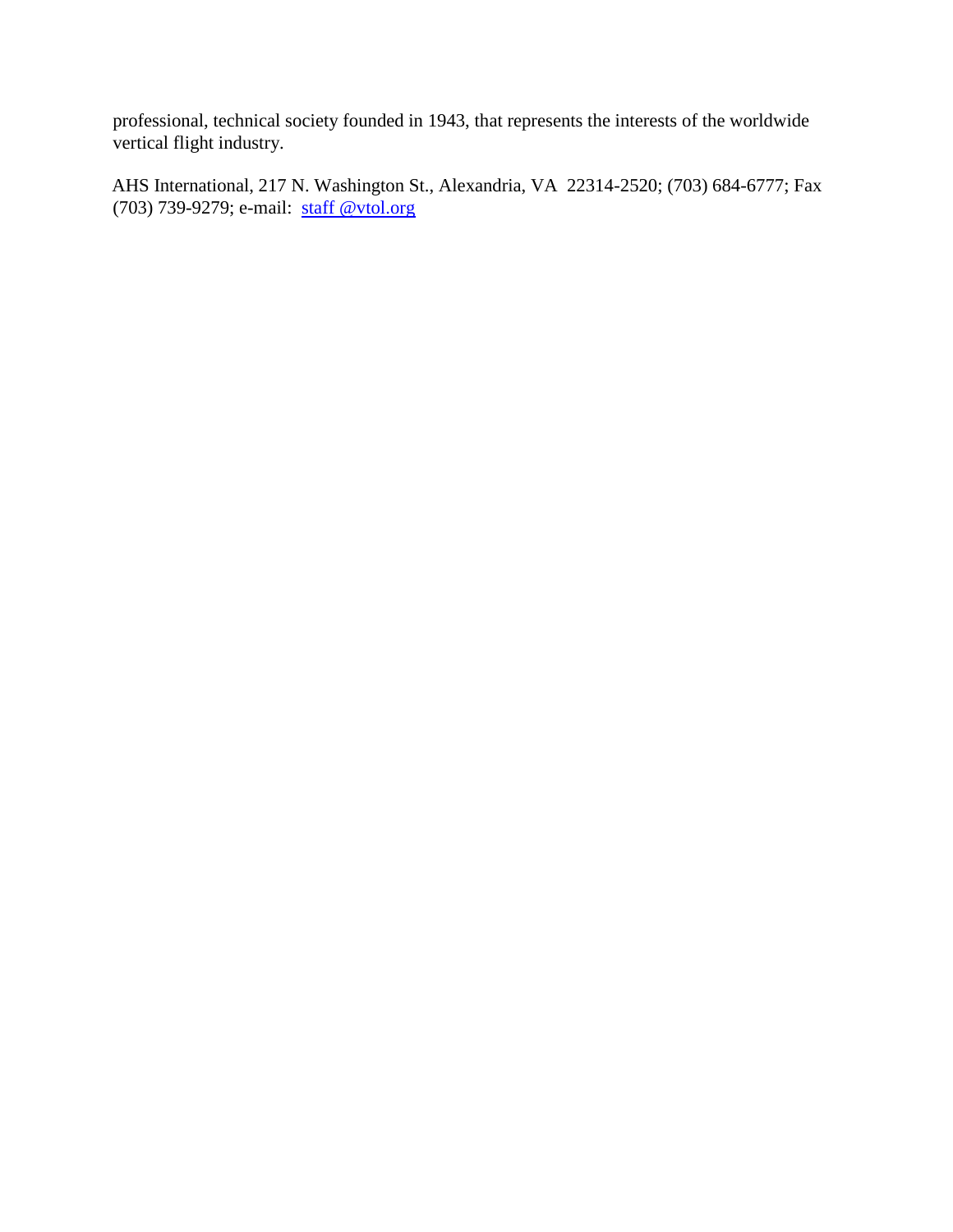professional, technical society founded in 1943, that represents the interests of the worldwide vertical flight industry.

AHS International, 217 N. Washington St., Alexandria, VA  22314-2520; (703) 684-6777; Fax (703) 739-9279; e-mail: staff @vtol.org